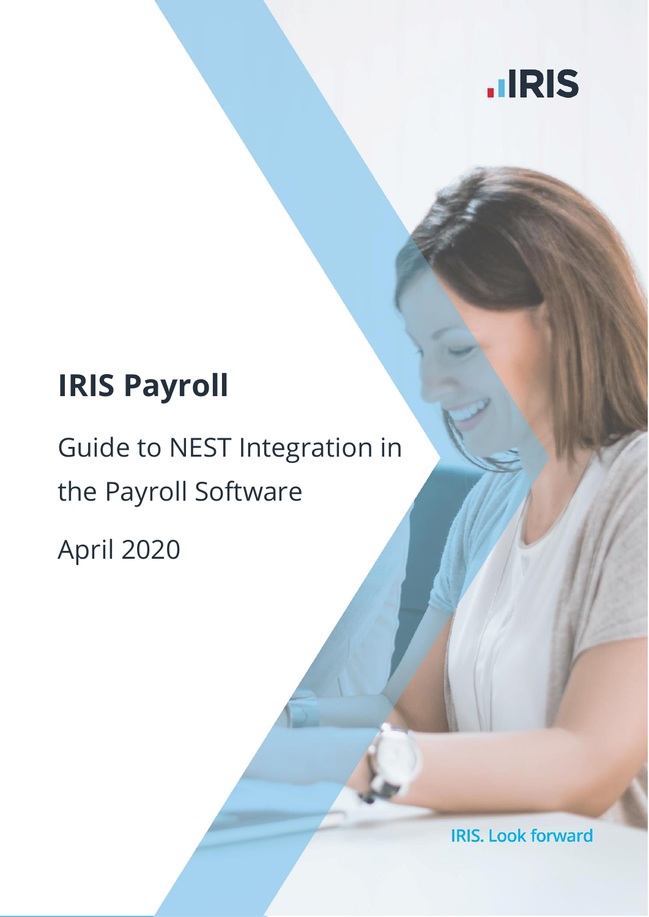IRIS

# IRIS Payroll

## Guide to NEST Integration in the Payroll Software

April 2020

IRIS. Look forward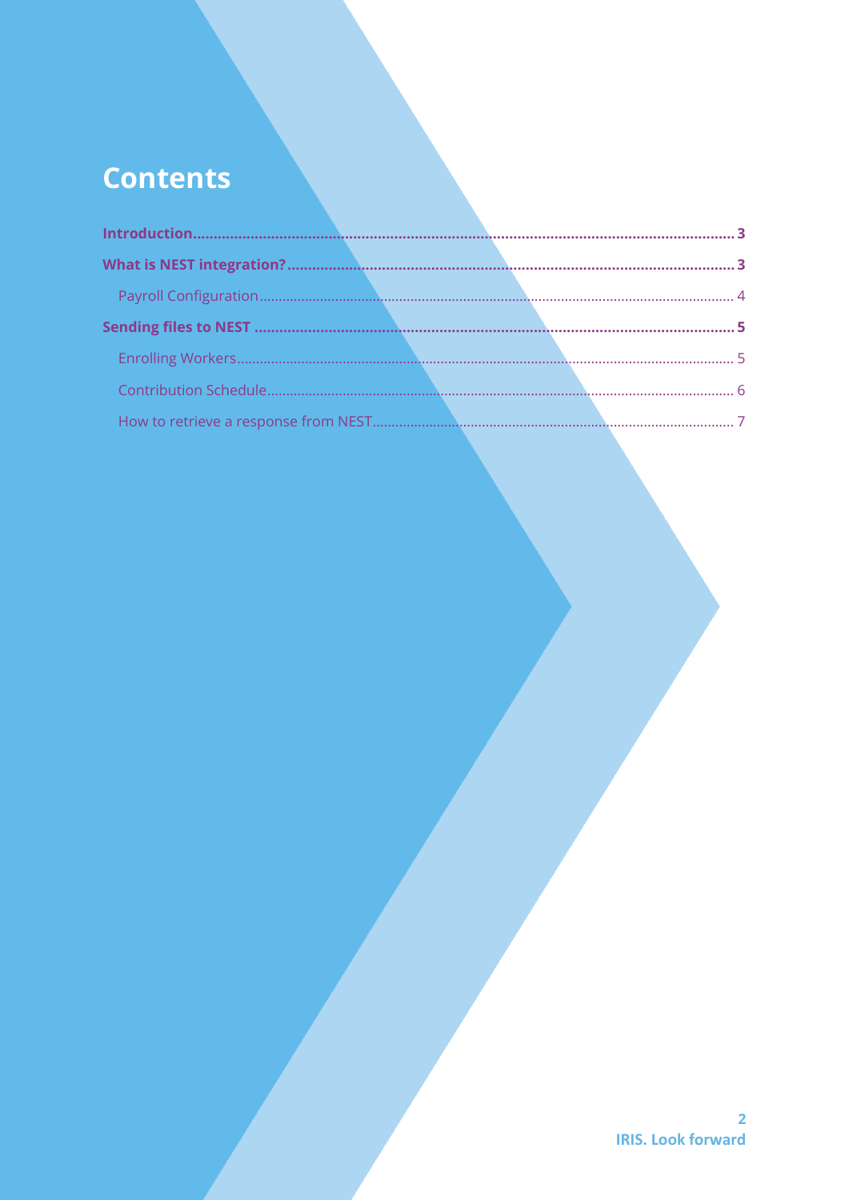# Contents

**Introduction** .......... **3**

**What is NEST integration?** .......... **3**

- Payroll Configuration .......... 4

**Sending files to NEST** .......... **5**

- Enrolling Workers .......... 5
- Contribution Schedule .......... 6
- How to retrieve a response from NEST .......... 7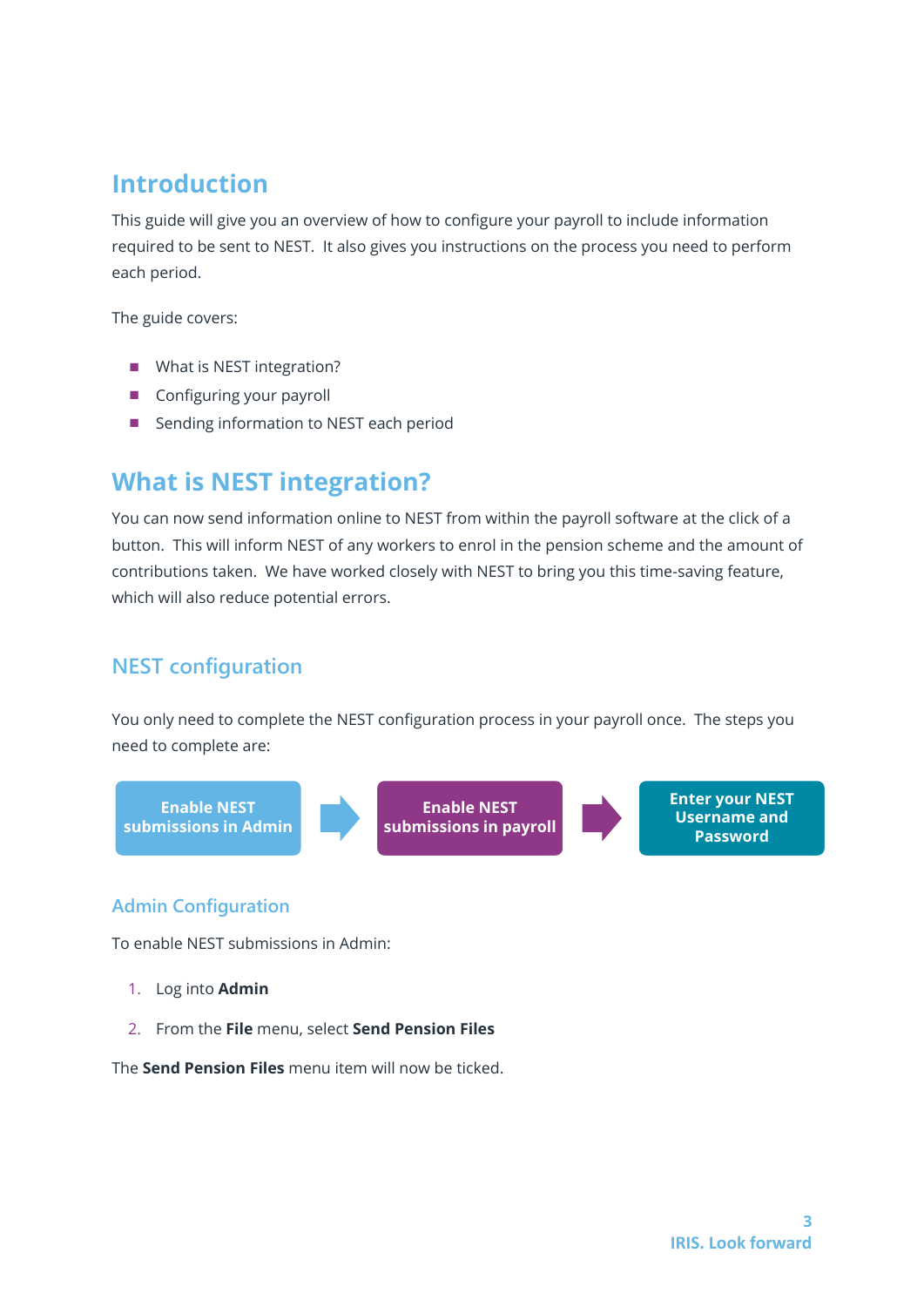# Introduction

This guide will give you an overview of how to configure your payroll to include information required to be sent to NEST. It also gives you instructions on the process you need to perform each period.

The guide covers:

- What is NEST integration?
- Configuring your payroll
- Sending information to NEST each period

# What is NEST integration?

You can now send information online to NEST from within the payroll software at the click of a button. This will inform NEST of any workers to enrol in the pension scheme and the amount of contributions taken. We have worked closely with NEST to bring you this time-saving feature, which will also reduce potential errors.

## NEST configuration

You only need to complete the NEST configuration process in your payroll once. The steps you need to complete are:

**Enable NEST submissions in Admin** → **Enable NEST submissions in payroll** → **Enter your NEST Username and Password**

### Admin Configuration

To enable NEST submissions in Admin:

1. Log into **Admin**
2. From the **File** menu, select **Send Pension Files**

The **Send Pension Files** menu item will now be ticked.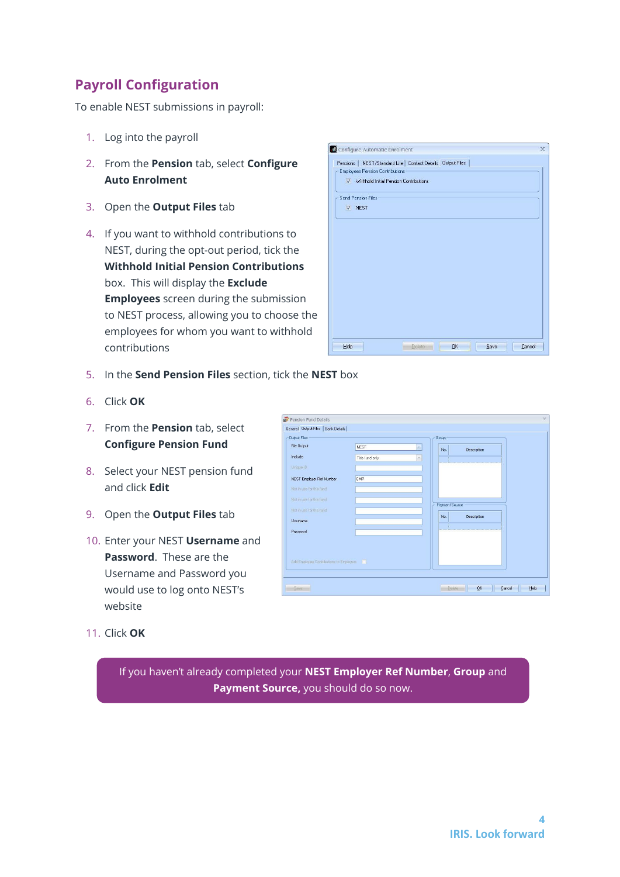## Payroll Configuration

To enable NEST submissions in payroll:

1. Log into the payroll
2. From the **Pension** tab, select **Configure Auto Enrolment**
3. Open the **Output Files** tab
4. If you want to withhold contributions to NEST, during the opt-out period, tick the **Withhold Initial Pension Contributions** box. This will display the **Exclude Employees** screen during the submission to NEST process, allowing you to choose the employees for whom you want to withhold contributions
5. In the **Send Pension Files** section, tick the **NEST** box
6. Click **OK**
7. From the **Pension** tab, select **Configure Pension Fund**
8. Select your NEST pension fund and click **Edit**
9. Open the **Output Files** tab
10. Enter your NEST **Username** and **Password**. These are the Username and Password you would use to log onto NEST's website
11. Click **OK**

If you haven't already completed your **NEST Employer Ref Number**, **Group** and **Payment Source,** you should do so now.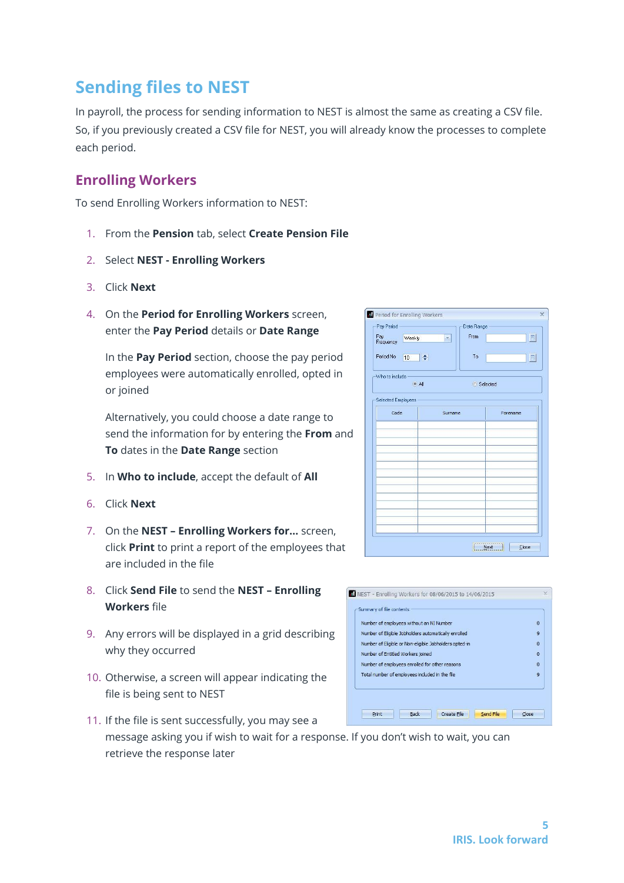# Sending files to NEST

In payroll, the process for sending information to NEST is almost the same as creating a CSV file. So, if you previously created a CSV file for NEST, you will already know the processes to complete each period.

## Enrolling Workers

To send Enrolling Workers information to NEST:

1. From the **Pension** tab, select **Create Pension File**
2. Select **NEST - Enrolling Workers**
3. Click **Next**
4. On the **Period for Enrolling Workers** screen, enter the **Pay Period** details or **Date Range**

   In the **Pay Period** section, choose the pay period employees were automatically enrolled, opted in or joined

   Alternatively, you could choose a date range to send the information for by entering the **From** and **To** dates in the **Date Range** section
5. In **Who to include**, accept the default of **All**
6. Click **Next**
7. On the **NEST – Enrolling Workers for...** screen, click **Print** to print a report of the employees that are included in the file
8. Click **Send File** to send the **NEST – Enrolling Workers** file
9. Any errors will be displayed in a grid describing why they occurred
10. Otherwise, a screen will appear indicating the file is being sent to NEST
11. If the file is sent successfully, you may see a message asking you if wish to wait for a response. If you don't wish to wait, you can retrieve the response later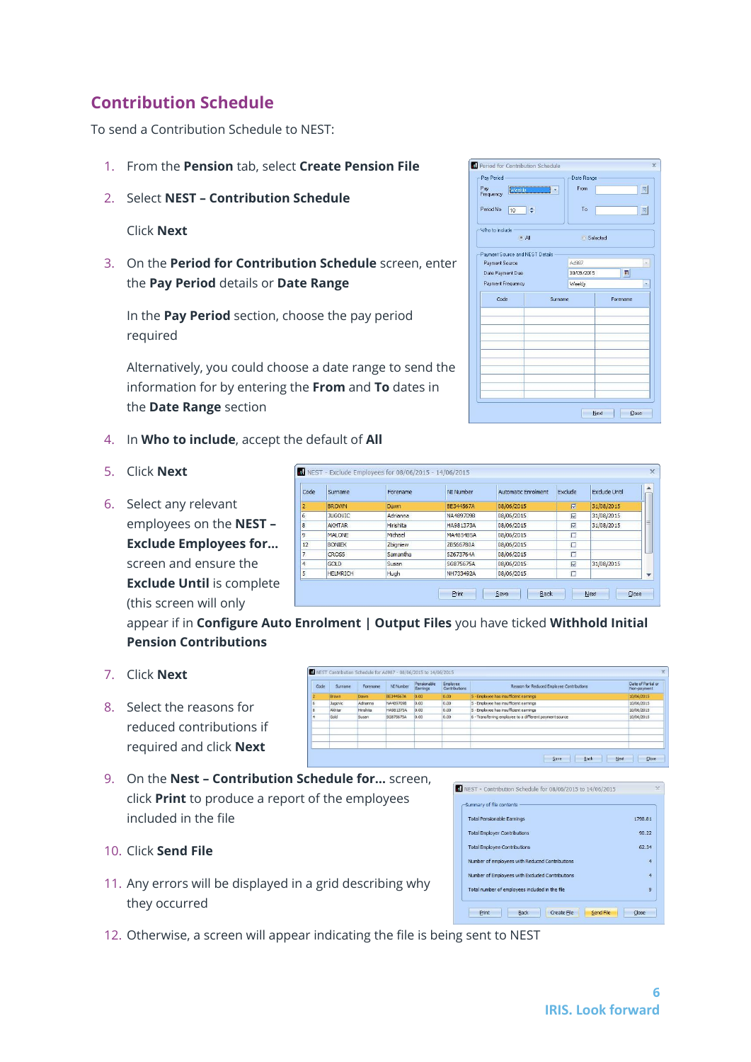## Contribution Schedule

To send a Contribution Schedule to NEST:

1. From the **Pension** tab, select **Create Pension File**
2. Select **NEST – Contribution Schedule**

   Click **Next**
3. On the **Period for Contribution Schedule** screen, enter the **Pay Period** details or **Date Range**

   In the **Pay Period** section, choose the pay period required

   Alternatively, you could choose a date range to send the information for by entering the **From** and **To** dates in the **Date Range** section
4. In **Who to include**, accept the default of **All**
5. Click **Next**
6. Select any relevant employees on the **NEST – Exclude Employees for...** screen and ensure the **Exclude Until** is complete (this screen will only appear if in **Configure Auto Enrolment | Output Files** you have ticked **Withhold Initial Pension Contributions**
7. Click **Next**
8. Select the reasons for reduced contributions if required and click **Next**
9. On the **Nest – Contribution Schedule for...** screen, click **Print** to produce a report of the employees included in the file
10. Click **Send File**
11. Any errors will be displayed in a grid describing why they occurred
12. Otherwise, a screen will appear indicating the file is being sent to NEST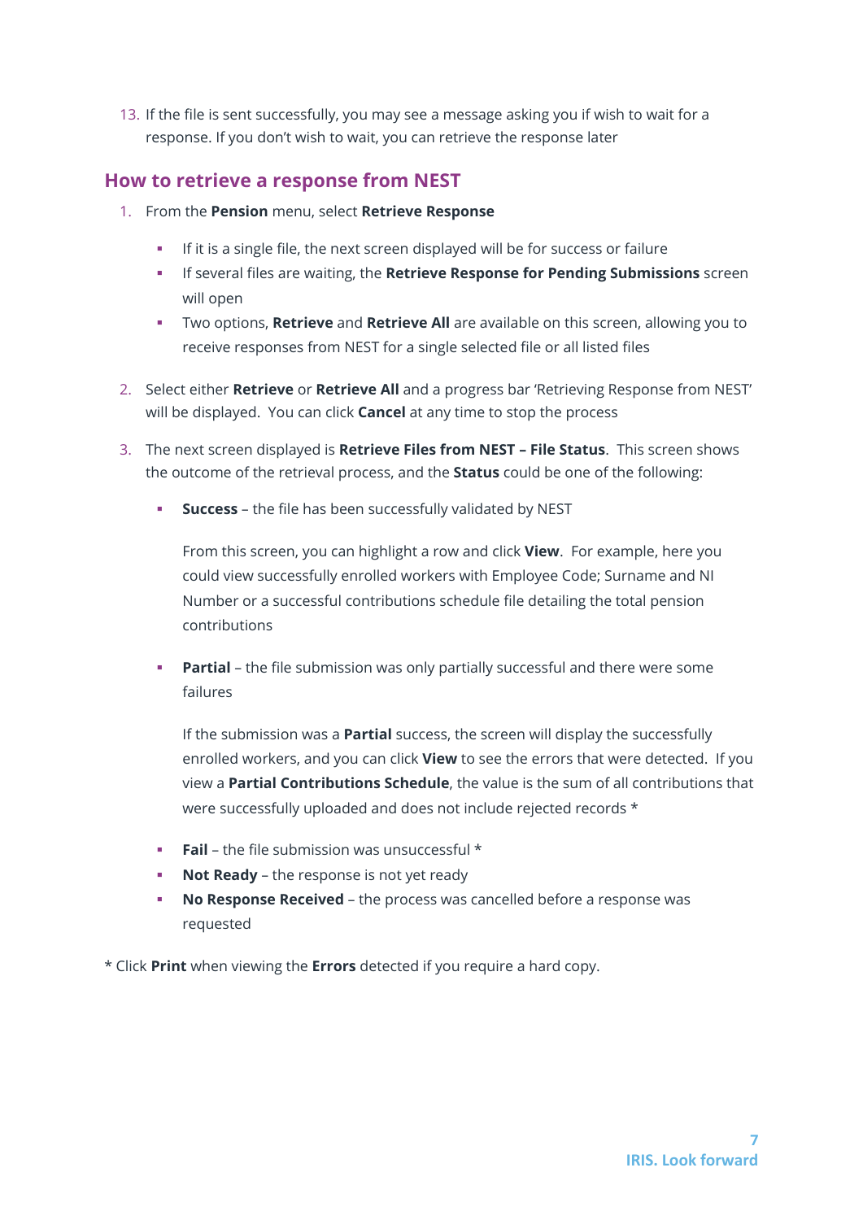13. If the file is sent successfully, you may see a message asking you if wish to wait for a response. If you don't wish to wait, you can retrieve the response later

## How to retrieve a response from NEST

1. From the **Pension** menu, select **Retrieve Response**

    - If it is a single file, the next screen displayed will be for success or failure
    - If several files are waiting, the **Retrieve Response for Pending Submissions** screen will open
    - Two options, **Retrieve** and **Retrieve All** are available on this screen, allowing you to receive responses from NEST for a single selected file or all listed files

2. Select either **Retrieve** or **Retrieve All** and a progress bar 'Retrieving Response from NEST' will be displayed. You can click **Cancel** at any time to stop the process

3. The next screen displayed is **Retrieve Files from NEST – File Status**. This screen shows the outcome of the retrieval process, and the **Status** could be one of the following:

    - **Success** – the file has been successfully validated by NEST

      From this screen, you can highlight a row and click **View**. For example, here you could view successfully enrolled workers with Employee Code; Surname and NI Number or a successful contributions schedule file detailing the total pension contributions

    - **Partial** – the file submission was only partially successful and there were some failures

      If the submission was a **Partial** success, the screen will display the successfully enrolled workers, and you can click **View** to see the errors that were detected. If you view a **Partial Contributions Schedule**, the value is the sum of all contributions that were successfully uploaded and does not include rejected records *

    - **Fail** – the file submission was unsuccessful *
    - **Not Ready** – the response is not yet ready
    - **No Response Received** – the process was cancelled before a response was requested

* Click **Print** when viewing the **Errors** detected if you require a hard copy.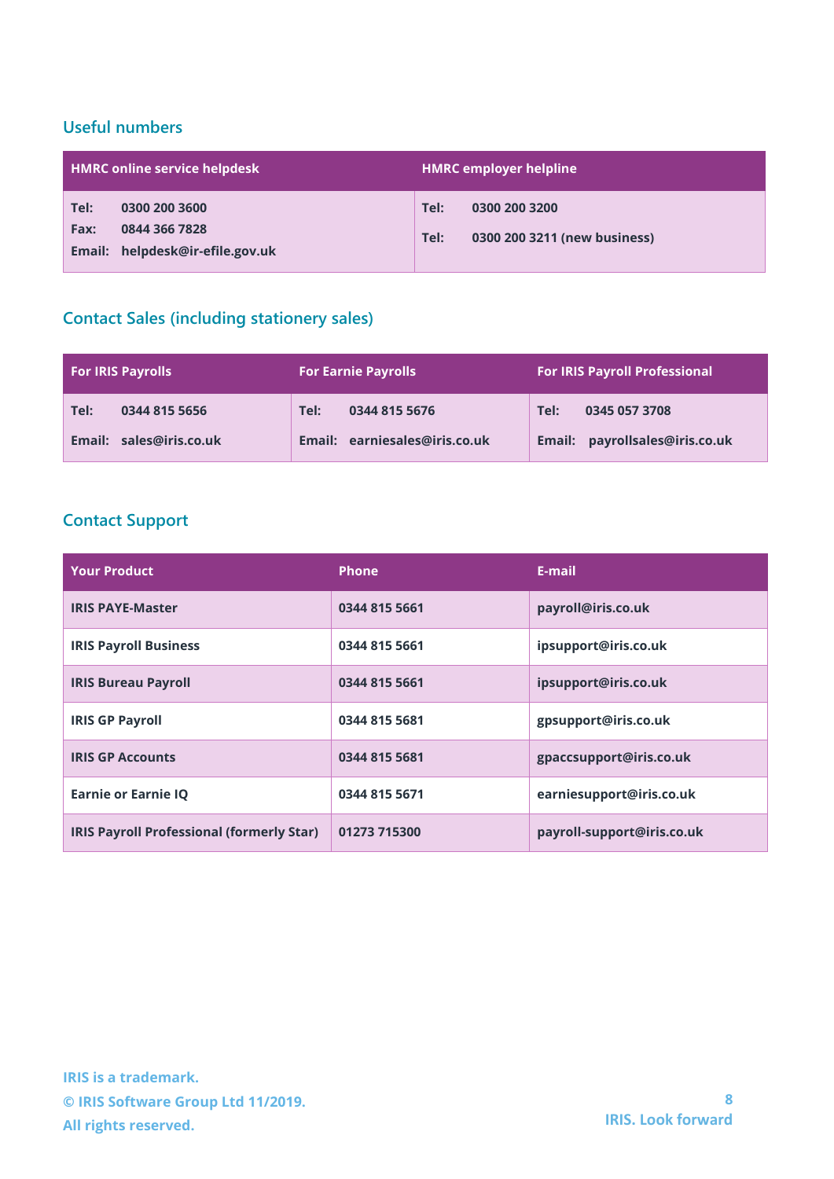## Useful numbers

| HMRC online service helpdesk | HMRC employer helpline |
|---|---|
| **Tel:** 0300 200 3600<br>**Fax:** 0844 366 7828<br>**Email:** helpdesk@ir-efile.gov.uk | **Tel:** 0300 200 3200<br>**Tel:** 0300 200 3211 (new business) |

## Contact Sales (including stationery sales)

| For IRIS Payrolls | For Earnie Payrolls | For IRIS Payroll Professional |
|---|---|---|
| **Tel:** 0344 815 5656 | **Tel:** 0344 815 5676 | **Tel:** 0345 057 3708 |
| **Email:** sales@iris.co.uk | **Email:** earniesales@iris.co.uk | **Email:** payrollsales@iris.co.uk |

## Contact Support

| Your Product | Phone | E-mail |
|---|---|---|
| IRIS PAYE-Master | 0344 815 5661 | payroll@iris.co.uk |
| IRIS Payroll Business | 0344 815 5661 | ipsupport@iris.co.uk |
| IRIS Bureau Payroll | 0344 815 5661 | ipsupport@iris.co.uk |
| IRIS GP Payroll | 0344 815 5681 | gpsupport@iris.co.uk |
| IRIS GP Accounts | 0344 815 5681 | gpaccsupport@iris.co.uk |
| Earnie or Earnie IQ | 0344 815 5671 | earniesupport@iris.co.uk |
| IRIS Payroll Professional (formerly Star) | 01273 715300 | payroll-support@iris.co.uk |

IRIS is a trademark.
© IRIS Software Group Ltd 11/2019.
All rights reserved.

IRIS. Look forward